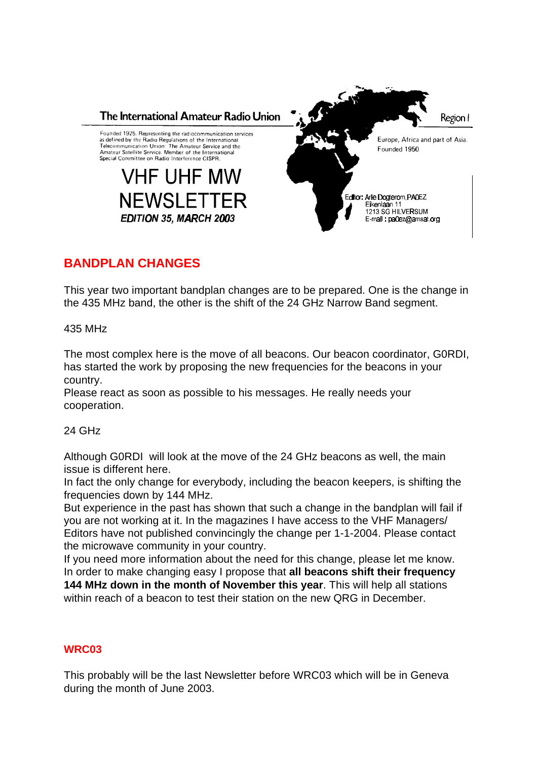The International Amateur Radio Union

Region I

Founded 1925. Representing the radiocommunication services as defined by the Radio Regulations of the International Telecommunication Union: The Amateur Service and the Amateur Satellite Service. Member of the International Special Committee on Radio Interference CISPR.

Europe, Africa and part of Asia.
Founded 1950

# VHF UHF MW NEWSLETTER

***EDITION 35, MARCH 2003***

Editor: Arie Dogterom, PA0EZ
Eikenlaan 11
1213 SG HILVERSUM
E-mail : pa0ez@amsat.org

## BANDPLAN CHANGES

This year two important bandplan changes are to be prepared. One is the change in the 435 MHz band, the other is the shift of the 24 GHz Narrow Band segment.

435 MHz

The most complex here is the move of all beacons. Our beacon coordinator, G0RDI, has started the work by proposing the new frequencies for the beacons in your country.
Please react as soon as possible to his messages. He really needs your cooperation.

24 GHz

Although G0RDI will look at the move of the 24 GHz beacons as well, the main issue is different here.
In fact the only change for everybody, including the beacon keepers, is shifting the frequencies down by 144 MHz.
But experience in the past has shown that such a change in the bandplan will fail if you are not working at it. In the magazines I have access to the VHF Managers/ Editors have not published convincingly the change per 1-1-2004. Please contact the microwave community in your country.
If you need more information about the need for this change, please let me know.
In order to make changing easy I propose that **all beacons shift their frequency 144 MHz down in the month of November this year**. This will help all stations within reach of a beacon to test their station on the new QRG in December.

## WRC03

This probably will be the last Newsletter before WRC03 which will be in Geneva during the month of June 2003.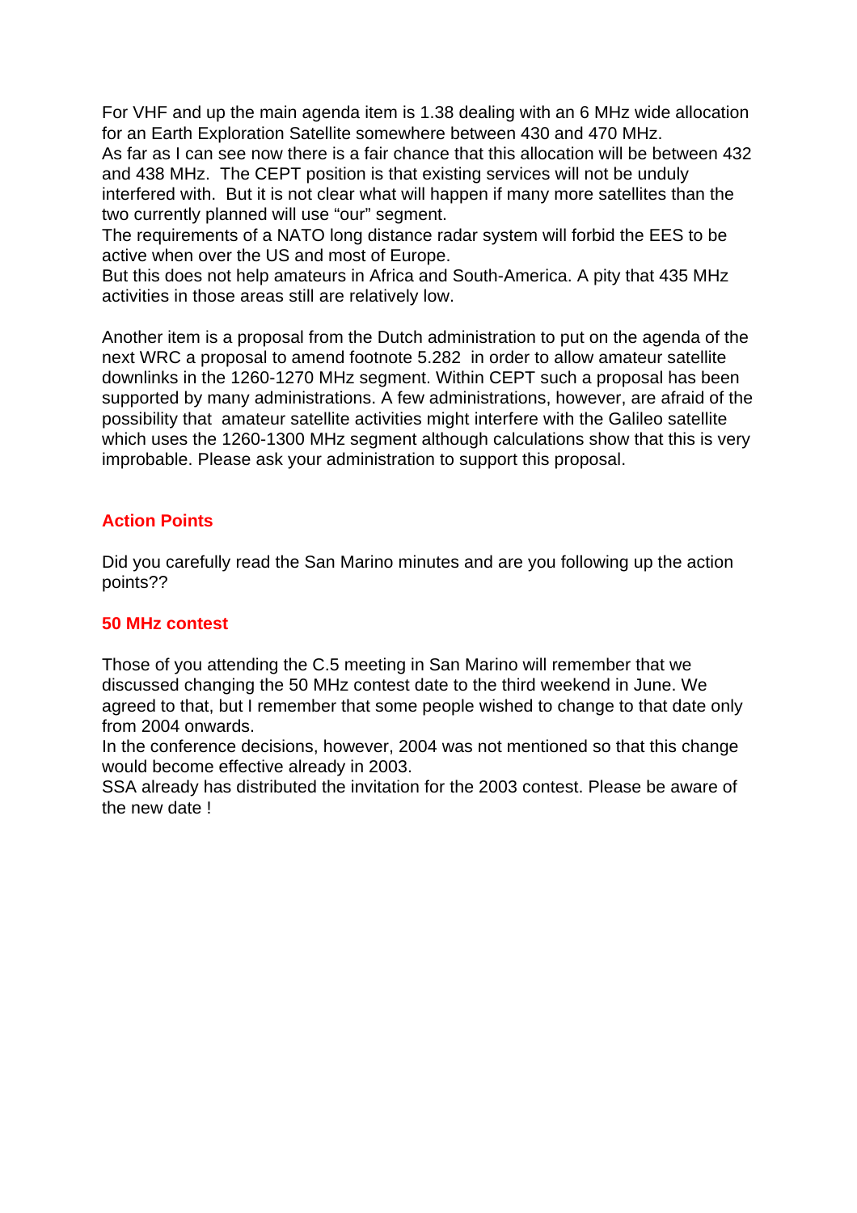For VHF and up the main agenda item is 1.38 dealing with an 6 MHz wide allocation for an Earth Exploration Satellite somewhere between 430 and 470 MHz.
As far as I can see now there is a fair chance that this allocation will be between 432 and 438 MHz. The CEPT position is that existing services will not be unduly interfered with. But it is not clear what will happen if many more satellites than the two currently planned will use "our" segment.
The requirements of a NATO long distance radar system will forbid the EES to be active when over the US and most of Europe.
But this does not help amateurs in Africa and South-America. A pity that 435 MHz activities in those areas still are relatively low.

Another item is a proposal from the Dutch administration to put on the agenda of the next WRC a proposal to amend footnote 5.282 in order to allow amateur satellite downlinks in the 1260-1270 MHz segment. Within CEPT such a proposal has been supported by many administrations. A few administrations, however, are afraid of the possibility that amateur satellite activities might interfere with the Galileo satellite which uses the 1260-1300 MHz segment although calculations show that this is very improbable. Please ask your administration to support this proposal.

## Action Points

Did you carefully read the San Marino minutes and are you following up the action points??

## 50 MHz contest

Those of you attending the C.5 meeting in San Marino will remember that we discussed changing the 50 MHz contest date to the third weekend in June. We agreed to that, but I remember that some people wished to change to that date only from 2004 onwards.
In the conference decisions, however, 2004 was not mentioned so that this change would become effective already in 2003.
SSA already has distributed the invitation for the 2003 contest. Please be aware of the new date !